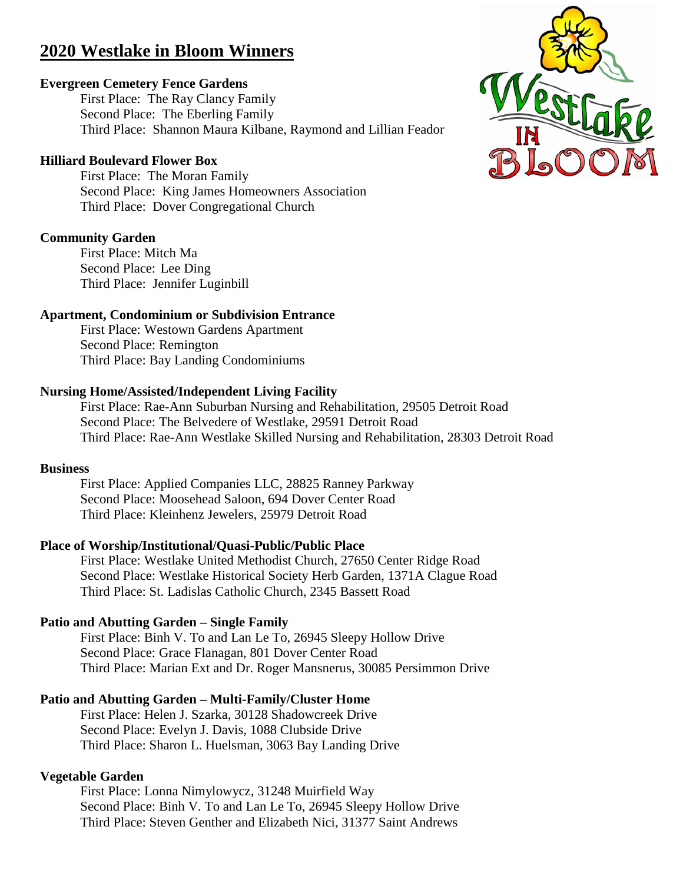# 2020 Westlake in Bloom Winners

**Evergreen Cemetery Fence Gardens**

First Place: The Ray Clancy Family
Second Place: The Eberling Family
Third Place: Shannon Maura Kilbane, Raymond and Lillian Feador

**Hilliard Boulevard Flower Box**

First Place: The Moran Family
Second Place: King James Homeowners Association
Third Place: Dover Congregational Church

**Community Garden**

First Place: Mitch Ma
Second Place: Lee Ding
Third Place: Jennifer Luginbill

**Apartment, Condominium or Subdivision Entrance**

First Place: Westown Gardens Apartment
Second Place: Remington
Third Place: Bay Landing Condominiums

**Nursing Home/Assisted/Independent Living Facility**

First Place: Rae-Ann Suburban Nursing and Rehabilitation, 29505 Detroit Road
Second Place: The Belvedere of Westlake, 29591 Detroit Road
Third Place: Rae-Ann Westlake Skilled Nursing and Rehabilitation, 28303 Detroit Road

**Business**

First Place: Applied Companies LLC, 28825 Ranney Parkway
Second Place: Moosehead Saloon, 694 Dover Center Road
Third Place: Kleinhenz Jewelers, 25979 Detroit Road

**Place of Worship/Institutional/Quasi-Public/Public Place**

First Place: Westlake United Methodist Church, 27650 Center Ridge Road
Second Place: Westlake Historical Society Herb Garden, 1371A Clague Road
Third Place: St. Ladislas Catholic Church, 2345 Bassett Road

**Patio and Abutting Garden – Single Family**

First Place: Binh V. To and Lan Le To, 26945 Sleepy Hollow Drive
Second Place: Grace Flanagan, 801 Dover Center Road
Third Place: Marian Ext and Dr. Roger Mansnerus, 30085 Persimmon Drive

**Patio and Abutting Garden – Multi-Family/Cluster Home**

First Place: Helen J. Szarka, 30128 Shadowcreek Drive
Second Place: Evelyn J. Davis, 1088 Clubside Drive
Third Place: Sharon L. Huelsman, 3063 Bay Landing Drive

**Vegetable Garden**

First Place: Lonna Nimylowycz, 31248 Muirfield Way
Second Place: Binh V. To and Lan Le To, 26945 Sleepy Hollow Drive
Third Place: Steven Genther and Elizabeth Nici, 31377 Saint Andrews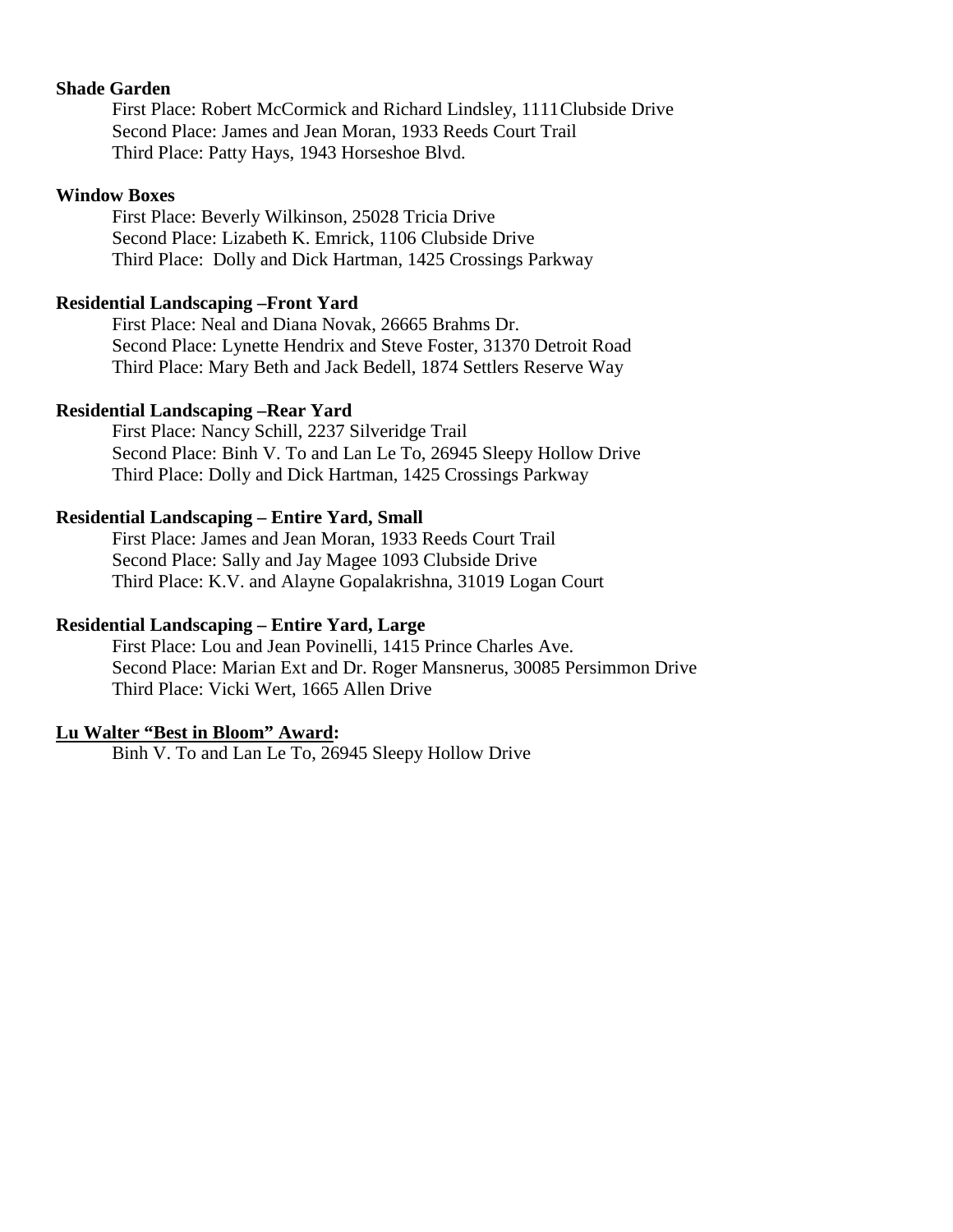**Shade Garden**

First Place: Robert McCormick and Richard Lindsley, 1111 Clubside Drive
Second Place: James and Jean Moran, 1933 Reeds Court Trail
Third Place: Patty Hays, 1943 Horseshoe Blvd.

**Window Boxes**

First Place: Beverly Wilkinson, 25028 Tricia Drive
Second Place: Lizabeth K. Emrick, 1106 Clubside Drive
Third Place: Dolly and Dick Hartman, 1425 Crossings Parkway

**Residential Landscaping –Front Yard**

First Place: Neal and Diana Novak, 26665 Brahms Dr.
Second Place: Lynette Hendrix and Steve Foster, 31370 Detroit Road
Third Place: Mary Beth and Jack Bedell, 1874 Settlers Reserve Way

**Residential Landscaping –Rear Yard**

First Place: Nancy Schill, 2237 Silveridge Trail
Second Place: Binh V. To and Lan Le To, 26945 Sleepy Hollow Drive
Third Place: Dolly and Dick Hartman, 1425 Crossings Parkway

**Residential Landscaping – Entire Yard, Small**

First Place: James and Jean Moran, 1933 Reeds Court Trail
Second Place: Sally and Jay Magee 1093 Clubside Drive
Third Place: K.V. and Alayne Gopalakrishna, 31019 Logan Court

**Residential Landscaping – Entire Yard, Large**

First Place: Lou and Jean Povinelli, 1415 Prince Charles Ave.
Second Place: Marian Ext and Dr. Roger Mansnerus, 30085 Persimmon Drive
Third Place: Vicki Wert, 1665 Allen Drive

**Lu Walter "Best in Bloom" Award:**

Binh V. To and Lan Le To, 26945 Sleepy Hollow Drive